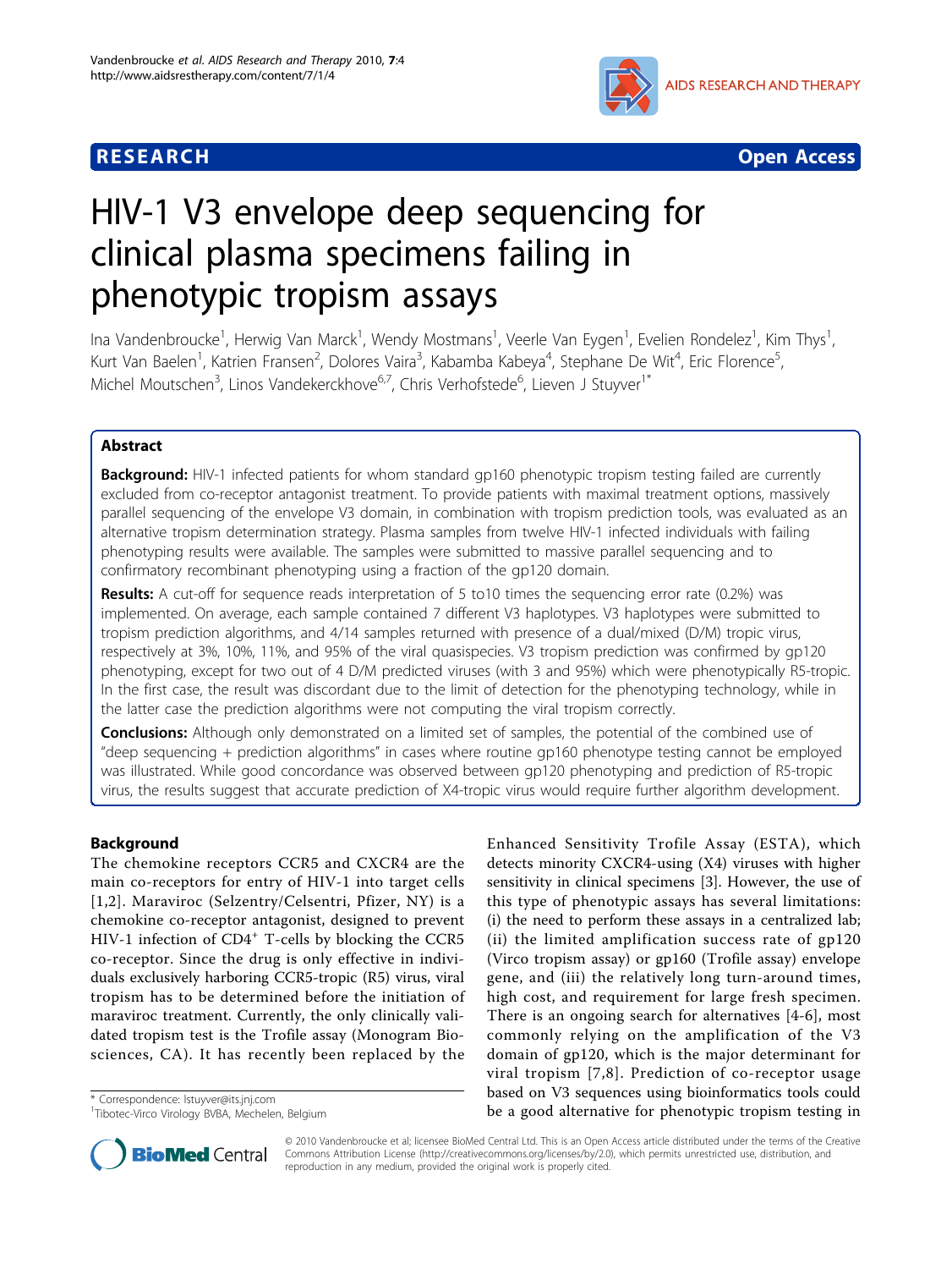RESEARCH **Open Access**

# HIV-1 V3 envelope deep sequencing for clinical plasma specimens failing in phenotypic tropism assays

Ina Vandenbroucke[1], Herwig Van Marck[1], Wendy Mostmans[1], Veerle Van Eygen[1], Evelien Rondelez[1], Kim Thys[1], Kurt Van Baelen[1], Katrien Fransen[2], Dolores Vaira[3], Kabamba Kabeya[4], Stephane De Wit[4], Eric Florence[5], Michel Moutschen[3], Linos Vandekerckhove[6,7], Chris Verhofstede[6], Lieven J Stuyver[1*]

## Abstract

**Background:** HIV-1 infected patients for whom standard gp160 phenotypic tropism testing failed are currently excluded from co-receptor antagonist treatment. To provide patients with maximal treatment options, massively parallel sequencing of the envelope V3 domain, in combination with tropism prediction tools, was evaluated as an alternative tropism determination strategy. Plasma samples from twelve HIV-1 infected individuals with failing phenotyping results were available. The samples were submitted to massive parallel sequencing and to confirmatory recombinant phenotyping using a fraction of the gp120 domain.

**Results:** A cut-off for sequence reads interpretation of 5 to10 times the sequencing error rate (0.2%) was implemented. On average, each sample contained 7 different V3 haplotypes. V3 haplotypes were submitted to tropism prediction algorithms, and 4/14 samples returned with presence of a dual/mixed (D/M) tropic virus, respectively at 3%, 10%, 11%, and 95% of the viral quasispecies. V3 tropism prediction was confirmed by gp120 phenotyping, except for two out of 4 D/M predicted viruses (with 3 and 95%) which were phenotypically R5-tropic. In the first case, the result was discordant due to the limit of detection for the phenotyping technology, while in the latter case the prediction algorithms were not computing the viral tropism correctly.

**Conclusions:** Although only demonstrated on a limited set of samples, the potential of the combined use of "deep sequencing + prediction algorithms" in cases where routine gp160 phenotype testing cannot be employed was illustrated. While good concordance was observed between gp120 phenotyping and prediction of R5-tropic virus, the results suggest that accurate prediction of X4-tropic virus would require further algorithm development.

## Background

The chemokine receptors CCR5 and CXCR4 are the main co-receptors for entry of HIV-1 into target cells [1,2]. Maraviroc (Selzentry/Celsentri, Pfizer, NY) is a chemokine co-receptor antagonist, designed to prevent HIV-1 infection of CD4+ T-cells by blocking the CCR5 co-receptor. Since the drug is only effective in individuals exclusively harboring CCR5-tropic (R5) virus, viral tropism has to be determined before the initiation of maraviroc treatment. Currently, the only clinically validated tropism test is the Trofile assay (Monogram Biosciences, CA). It has recently been replaced by the Enhanced Sensitivity Trofile Assay (ESTA), which detects minority CXCR4-using (X4) viruses with higher sensitivity in clinical specimens [3]. However, the use of this type of phenotypic assays has several limitations: (i) the need to perform these assays in a centralized lab; (ii) the limited amplification success rate of gp120 (Virco tropism assay) or gp160 (Trofile assay) envelope gene, and (iii) the relatively long turn-around times, high cost, and requirement for large fresh specimen. There is an ongoing search for alternatives [4-6], most commonly relying on the amplification of the V3 domain of gp120, which is the major determinant for viral tropism [7,8]. Prediction of co-receptor usage based on V3 sequences using bioinformatics tools could be a good alternative for phenotypic tropism testing in

\* Correspondence: lstuyver@its.jnj.com
[1]Tibotec-Virco Virology BVBA, Mechelen, Belgium

© 2010 Vandenbroucke et al; licensee BioMed Central Ltd. This is an Open Access article distributed under the terms of the Creative Commons Attribution License (http://creativecommons.org/licenses/by/2.0), which permits unrestricted use, distribution, and reproduction in any medium, provided the original work is properly cited.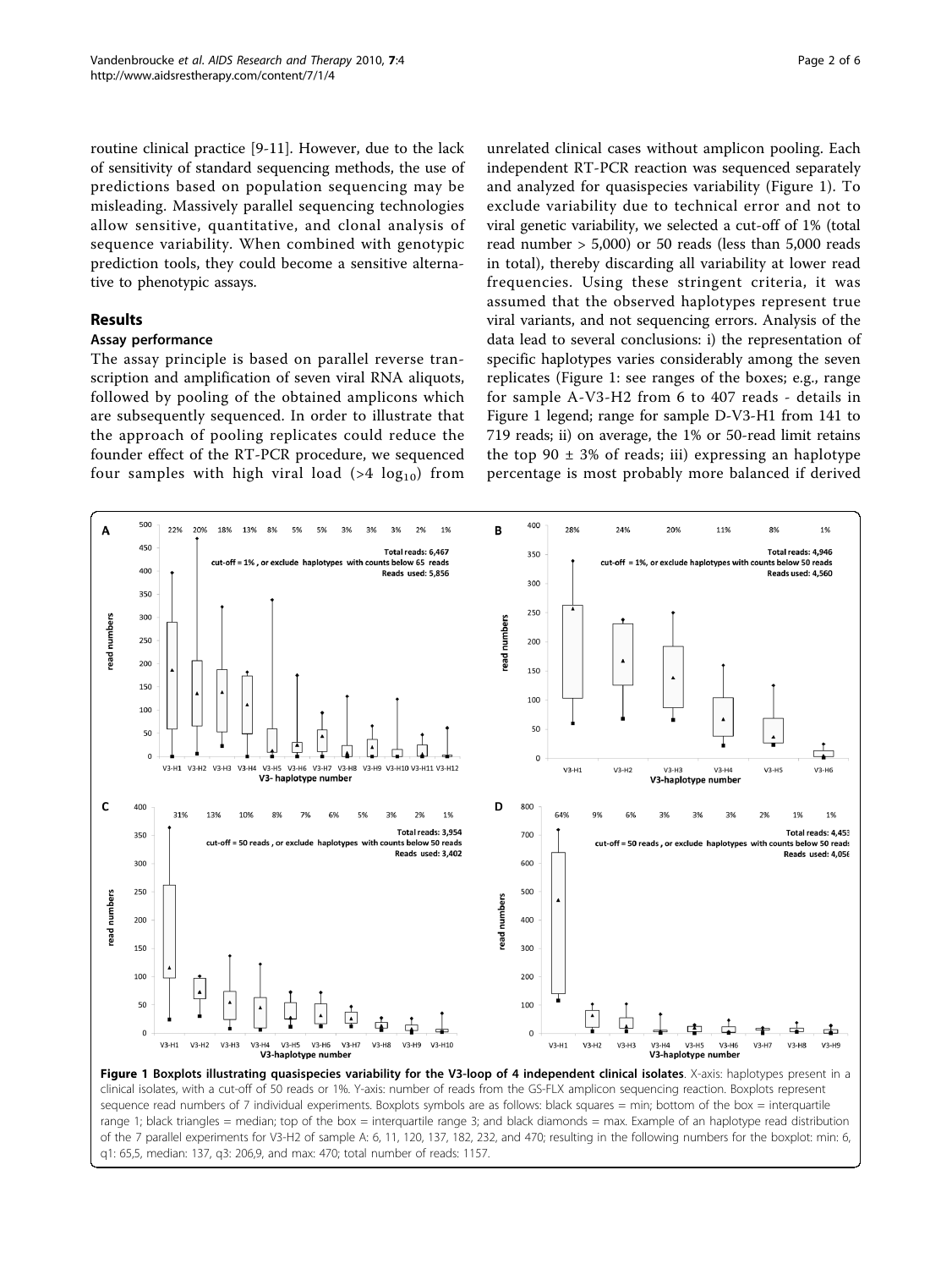routine clinical practice [9-11]. However, due to the lack of sensitivity of standard sequencing methods, the use of predictions based on population sequencing may be misleading. Massively parallel sequencing technologies allow sensitive, quantitative, and clonal analysis of sequence variability. When combined with genotypic prediction tools, they could become a sensitive alternative to phenotypic assays.

## Results

### Assay performance

The assay principle is based on parallel reverse transcription and amplification of seven viral RNA aliquots, followed by pooling of the obtained amplicons which are subsequently sequenced. In order to illustrate that the approach of pooling replicates could reduce the founder effect of the RT-PCR procedure, we sequenced four samples with high viral load (>4 $\log_{10}$) from unrelated clinical cases without amplicon pooling. Each independent RT-PCR reaction was sequenced separately and analyzed for quasispecies variability (Figure 1). To exclude variability due to technical error and not to viral genetic variability, we selected a cut-off of 1% (total read number > 5,000) or 50 reads (less than 5,000 reads in total), thereby discarding all variability at lower read frequencies. Using these stringent criteria, it was assumed that the observed haplotypes represent true viral variants, and not sequencing errors. Analysis of the data lead to several conclusions: i) the representation of specific haplotypes varies considerably among the seven replicates (Figure 1: see ranges of the boxes; e.g., range for sample A-V3-H2 from 6 to 407 reads - details in Figure 1 legend; range for sample D-V3-H1 from 141 to 719 reads; ii) on average, the 1% or 50-read limit retains the top 90 ± 3% of reads; iii) expressing an haplotype percentage is most probably more balanced if derived

**Figure 1 Boxplots illustrating quasispecies variability for the V3-loop of 4 independent clinical isolates**. X-axis: haplotypes present in a clinical isolates, with a cut-off of 50 reads or 1%. Y-axis: number of reads from the GS-FLX amplicon sequencing reaction. Boxplots represent sequence read numbers of 7 individual experiments. Boxplots symbols are as follows: black squares = min; bottom of the box = interquartile range 1; black triangles = median; top of the box = interquartile range 3; and black diamonds = max. Example of an haplotype read distribution of the 7 parallel experiments for V3-H2 of sample A: 6, 11, 120, 137, 182, 232, and 470; resulting in the following numbers for the boxplot: min: 6, q1: 65,5, median: 137, q3: 206,9, and max: 470; total number of reads: 1157.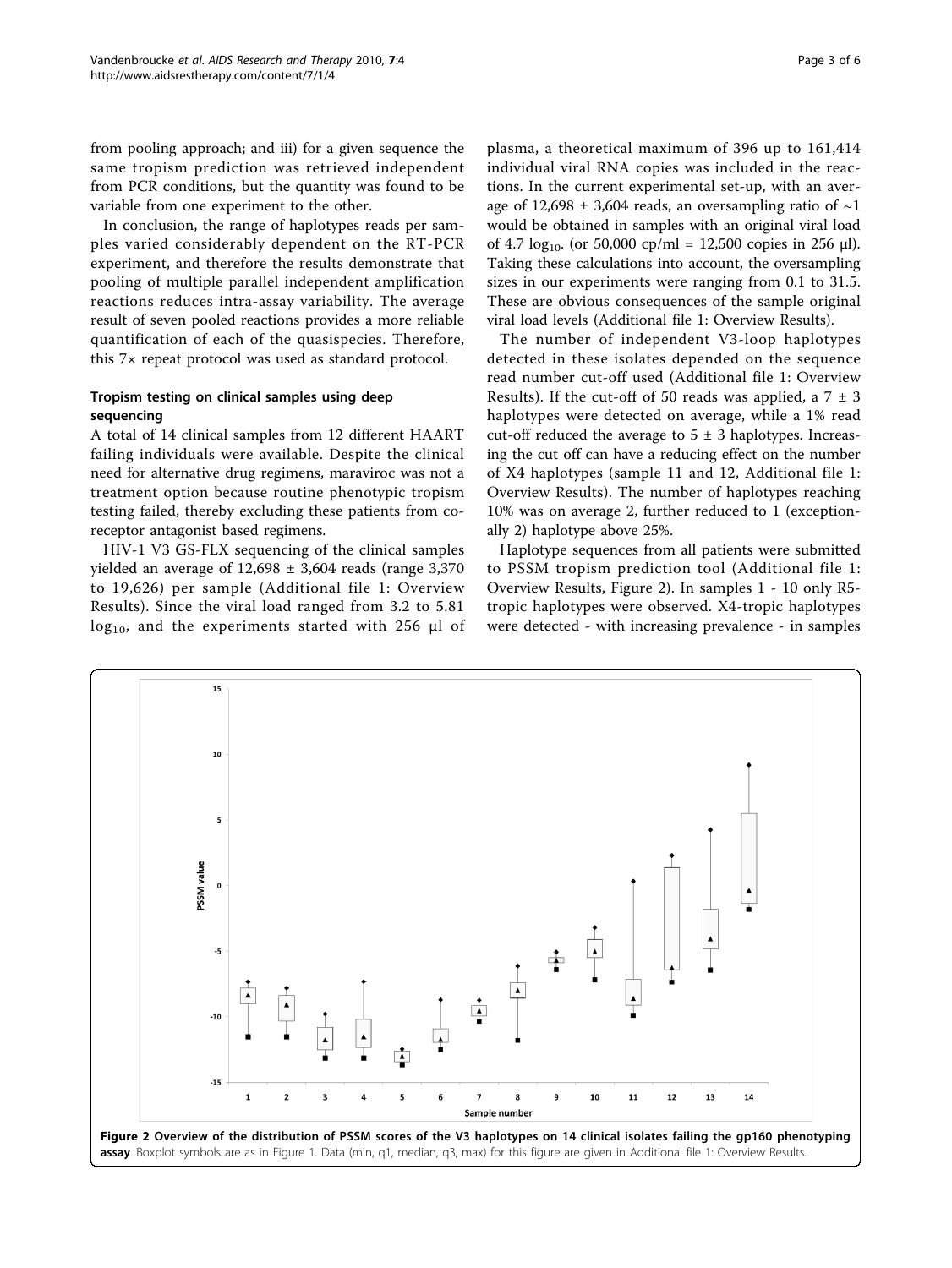from pooling approach; and iii) for a given sequence the same tropism prediction was retrieved independent from PCR conditions, but the quantity was found to be variable from one experiment to the other.

In conclusion, the range of haplotypes reads per samples varied considerably dependent on the RT-PCR experiment, and therefore the results demonstrate that pooling of multiple parallel independent amplification reactions reduces intra-assay variability. The average result of seven pooled reactions provides a more reliable quantification of each of the quasispecies. Therefore, this 7× repeat protocol was used as standard protocol.

### Tropism testing on clinical samples using deep sequencing

A total of 14 clinical samples from 12 different HAART failing individuals were available. Despite the clinical need for alternative drug regimens, maraviroc was not a treatment option because routine phenotypic tropism testing failed, thereby excluding these patients from co-receptor antagonist based regimens.

HIV-1 V3 GS-FLX sequencing of the clinical samples yielded an average of 12,698 ± 3,604 reads (range 3,370 to 19,626) per sample (Additional file 1: Overview Results). Since the viral load ranged from 3.2 to 5.81 $\log_{10}$, and the experiments started with 256 μl of plasma, a theoretical maximum of 396 up to 161,414 individual viral RNA copies was included in the reactions. In the current experimental set-up, with an average of 12,698 ± 3,604 reads, an oversampling ratio of ~1 would be obtained in samples with an original viral load of 4.7 $\log_{10}$. (or 50,000 cp/ml = 12,500 copies in 256 μl). Taking these calculations into account, the oversampling sizes in our experiments were ranging from 0.1 to 31.5. These are obvious consequences of the sample original viral load levels (Additional file 1: Overview Results).

The number of independent V3-loop haplotypes detected in these isolates depended on the sequence read number cut-off used (Additional file 1: Overview Results). If the cut-off of 50 reads was applied, a 7 ± 3 haplotypes were detected on average, while a 1% read cut-off reduced the average to 5 ± 3 haplotypes. Increasing the cut off can have a reducing effect on the number of X4 haplotypes (sample 11 and 12, Additional file 1: Overview Results). The number of haplotypes reaching 10% was on average 2, further reduced to 1 (exceptionally 2) haplotype above 25%.

Haplotype sequences from all patients were submitted to PSSM tropism prediction tool (Additional file 1: Overview Results, Figure 2). In samples 1 - 10 only R5-tropic haplotypes were observed. X4-tropic haplotypes were detected - with increasing prevalence - in samples

**Figure 2 Overview of the distribution of PSSM scores of the V3 haplotypes on 14 clinical isolates failing the gp160 phenotyping assay**. Boxplot symbols are as in Figure 1. Data (min, q1, median, q3, max) for this figure are given in Additional file 1: Overview Results.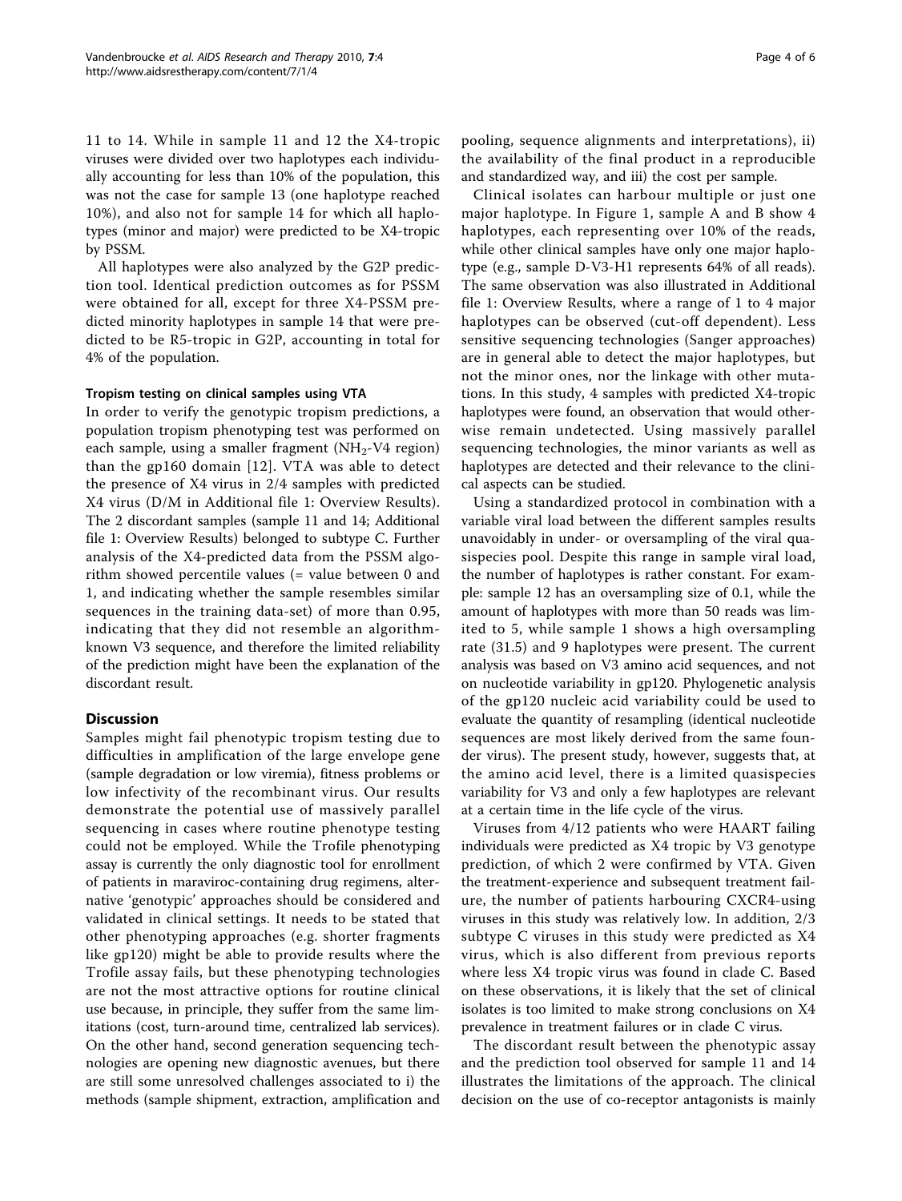11 to 14. While in sample 11 and 12 the X4-tropic viruses were divided over two haplotypes each individually accounting for less than 10% of the population, this was not the case for sample 13 (one haplotype reached 10%), and also not for sample 14 for which all haplotypes (minor and major) were predicted to be X4-tropic by PSSM.

All haplotypes were also analyzed by the G2P prediction tool. Identical prediction outcomes as for PSSM were obtained for all, except for three X4-PSSM predicted minority haplotypes in sample 14 that were predicted to be R5-tropic in G2P, accounting in total for 4% of the population.

#### Tropism testing on clinical samples using VTA

In order to verify the genotypic tropism predictions, a population tropism phenotyping test was performed on each sample, using a smaller fragment ($NH_2$-V4 region) than the gp160 domain [12]. VTA was able to detect the presence of X4 virus in 2/4 samples with predicted X4 virus (D/M in Additional file 1: Overview Results). The 2 discordant samples (sample 11 and 14; Additional file 1: Overview Results) belonged to subtype C. Further analysis of the X4-predicted data from the PSSM algorithm showed percentile values (= value between 0 and 1, and indicating whether the sample resembles similar sequences in the training data-set) of more than 0.95, indicating that they did not resemble an algorithm-known V3 sequence, and therefore the limited reliability of the prediction might have been the explanation of the discordant result.

### Discussion

Samples might fail phenotypic tropism testing due to difficulties in amplification of the large envelope gene (sample degradation or low viremia), fitness problems or low infectivity of the recombinant virus. Our results demonstrate the potential use of massively parallel sequencing in cases where routine phenotype testing could not be employed. While the Trofile phenotyping assay is currently the only diagnostic tool for enrollment of patients in maraviroc-containing drug regimens, alternative 'genotypic' approaches should be considered and validated in clinical settings. It needs to be stated that other phenotyping approaches (e.g. shorter fragments like gp120) might be able to provide results where the Trofile assay fails, but these phenotyping technologies are not the most attractive options for routine clinical use because, in principle, they suffer from the same limitations (cost, turn-around time, centralized lab services). On the other hand, second generation sequencing technologies are opening new diagnostic avenues, but there are still some unresolved challenges associated to i) the methods (sample shipment, extraction, amplification and pooling, sequence alignments and interpretations), ii) the availability of the final product in a reproducible and standardized way, and iii) the cost per sample.

Clinical isolates can harbour multiple or just one major haplotype. In Figure 1, sample A and B show 4 haplotypes, each representing over 10% of the reads, while other clinical samples have only one major haplotype (e.g., sample D-V3-H1 represents 64% of all reads). The same observation was also illustrated in Additional file 1: Overview Results, where a range of 1 to 4 major haplotypes can be observed (cut-off dependent). Less sensitive sequencing technologies (Sanger approaches) are in general able to detect the major haplotypes, but not the minor ones, nor the linkage with other mutations. In this study, 4 samples with predicted X4-tropic haplotypes were found, an observation that would otherwise remain undetected. Using massively parallel sequencing technologies, the minor variants as well as haplotypes are detected and their relevance to the clinical aspects can be studied.

Using a standardized protocol in combination with a variable viral load between the different samples results unavoidably in under- or oversampling of the viral quasispecies pool. Despite this range in sample viral load, the number of haplotypes is rather constant. For example: sample 12 has an oversampling size of 0.1, while the amount of haplotypes with more than 50 reads was limited to 5, while sample 1 shows a high oversampling rate (31.5) and 9 haplotypes were present. The current analysis was based on V3 amino acid sequences, and not on nucleotide variability in gp120. Phylogenetic analysis of the gp120 nucleic acid variability could be used to evaluate the quantity of resampling (identical nucleotide sequences are most likely derived from the same founder virus). The present study, however, suggests that, at the amino acid level, there is a limited quasispecies variability for V3 and only a few haplotypes are relevant at a certain time in the life cycle of the virus.

Viruses from 4/12 patients who were HAART failing individuals were predicted as X4 tropic by V3 genotype prediction, of which 2 were confirmed by VTA. Given the treatment-experience and subsequent treatment failure, the number of patients harbouring CXCR4-using viruses in this study was relatively low. In addition, 2/3 subtype C viruses in this study were predicted as X4 virus, which is also different from previous reports where less X4 tropic virus was found in clade C. Based on these observations, it is likely that the set of clinical isolates is too limited to make strong conclusions on X4 prevalence in treatment failures or in clade C virus.

The discordant result between the phenotypic assay and the prediction tool observed for sample 11 and 14 illustrates the limitations of the approach. The clinical decision on the use of co-receptor antagonists is mainly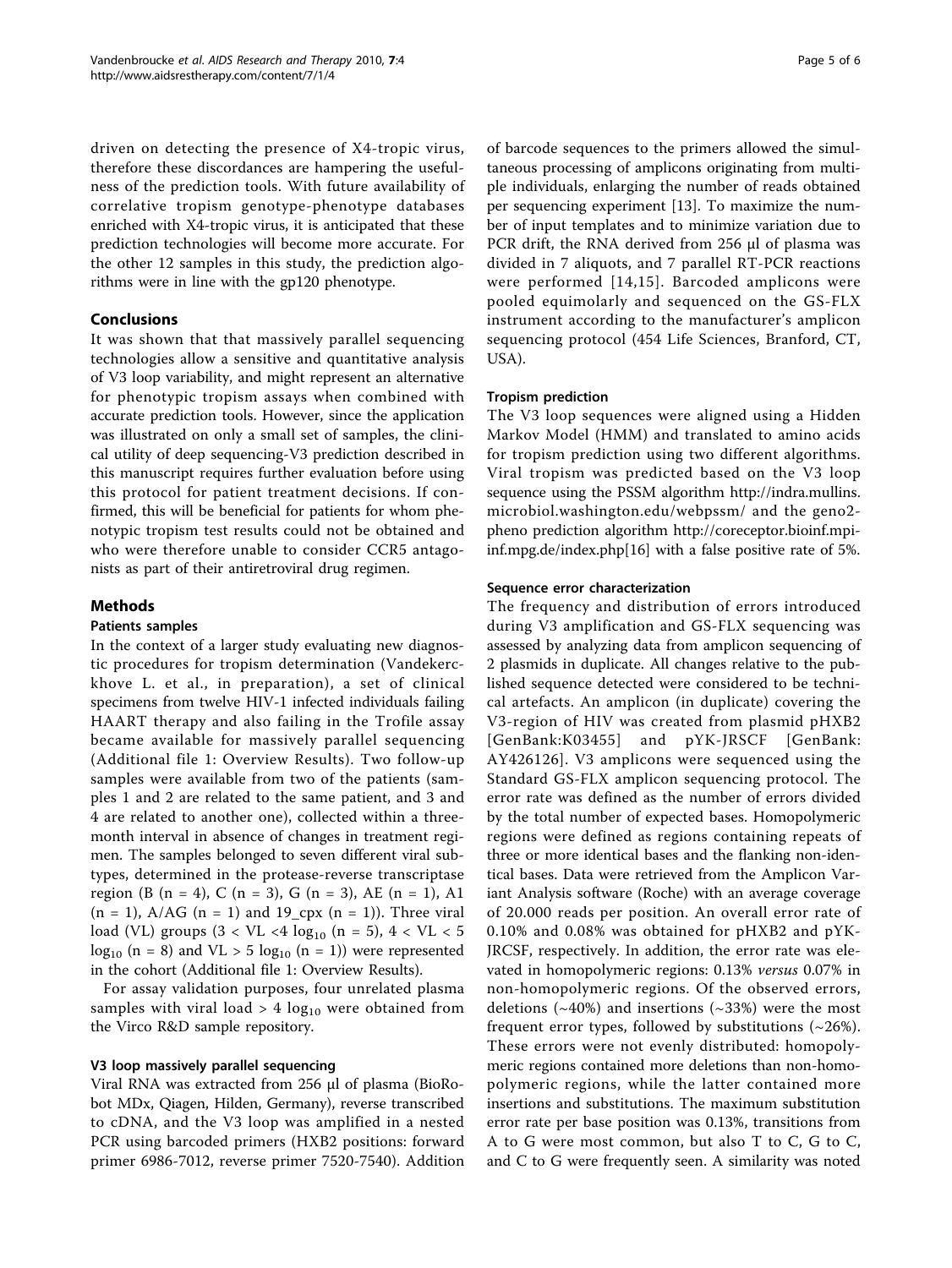driven on detecting the presence of X4-tropic virus, therefore these discordances are hampering the usefulness of the prediction tools. With future availability of correlative tropism genotype-phenotype databases enriched with X4-tropic virus, it is anticipated that these prediction technologies will become more accurate. For the other 12 samples in this study, the prediction algorithms were in line with the gp120 phenotype.

## Conclusions

It was shown that that massively parallel sequencing technologies allow a sensitive and quantitative analysis of V3 loop variability, and might represent an alternative for phenotypic tropism assays when combined with accurate prediction tools. However, since the application was illustrated on only a small set of samples, the clinical utility of deep sequencing-V3 prediction described in this manuscript requires further evaluation before using this protocol for patient treatment decisions. If confirmed, this will be beneficial for patients for whom phenotypic tropism test results could not be obtained and who were therefore unable to consider CCR5 antagonists as part of their antiretroviral drug regimen.

## Methods

### Patients samples

In the context of a larger study evaluating new diagnostic procedures for tropism determination (Vandekerckhove L. et al., in preparation), a set of clinical specimens from twelve HIV-1 infected individuals failing HAART therapy and also failing in the Trofile assay became available for massively parallel sequencing (Additional file 1: Overview Results). Two follow-up samples were available from two of the patients (samples 1 and 2 are related to the same patient, and 3 and 4 are related to another one), collected within a three-month interval in absence of changes in treatment regimen. The samples belonged to seven different viral subtypes, determined in the protease-reverse transcriptase region (B (n = 4), C (n = 3), G (n = 3), AE (n = 1), A1 (n = 1), A/AG (n = 1) and 19_cpx (n = 1)). Three viral load (VL) groups ($3 < \text{VL} < 4 \log_{10}$ (n = 5), $4 < \text{VL} < 5 \log_{10}$ (n = 8) and $\text{VL} > 5 \log_{10}$ (n = 1)) were represented in the cohort (Additional file 1: Overview Results).

For assay validation purposes, four unrelated plasma samples with viral load > 4 $\log_{10}$ were obtained from the Virco R&D sample repository.

### V3 loop massively parallel sequencing

Viral RNA was extracted from 256 μl of plasma (BioRobot MDx, Qiagen, Hilden, Germany), reverse transcribed to cDNA, and the V3 loop was amplified in a nested PCR using barcoded primers (HXB2 positions: forward primer 6986-7012, reverse primer 7520-7540). Addition of barcode sequences to the primers allowed the simultaneous processing of amplicons originating from multiple individuals, enlarging the number of reads obtained per sequencing experiment [13]. To maximize the number of input templates and to minimize variation due to PCR drift, the RNA derived from 256 μl of plasma was divided in 7 aliquots, and 7 parallel RT-PCR reactions were performed [14,15]. Barcoded amplicons were pooled equimolarly and sequenced on the GS-FLX instrument according to the manufacturer's amplicon sequencing protocol (454 Life Sciences, Branford, CT, USA).

### Tropism prediction

The V3 loop sequences were aligned using a Hidden Markov Model (HMM) and translated to amino acids for tropism prediction using two different algorithms. Viral tropism was predicted based on the V3 loop sequence using the PSSM algorithm http://indra.mullins.microbiol.washington.edu/webpssm/ and the geno2pheno prediction algorithm http://coreceptor.bioinf.mpi-inf.mpg.de/index.php[16] with a false positive rate of 5%.

### Sequence error characterization

The frequency and distribution of errors introduced during V3 amplification and GS-FLX sequencing was assessed by analyzing data from amplicon sequencing of 2 plasmids in duplicate. All changes relative to the published sequence detected were considered to be technical artefacts. An amplicon (in duplicate) covering the V3-region of HIV was created from plasmid pHXB2 [GenBank:K03455] and pYK-JRSCF [GenBank: AY426126]. V3 amplicons were sequenced using the Standard GS-FLX amplicon sequencing protocol. The error rate was defined as the number of errors divided by the total number of expected bases. Homopolymeric regions were defined as regions containing repeats of three or more identical bases and the flanking non-identical bases. Data were retrieved from the Amplicon Variant Analysis software (Roche) with an average coverage of 20.000 reads per position. An overall error rate of 0.10% and 0.08% was obtained for pHXB2 and pYK-JRCSF, respectively. In addition, the error rate was elevated in homopolymeric regions: 0.13% *versus* 0.07% in non-homopolymeric regions. Of the observed errors, deletions (~40%) and insertions (~33%) were the most frequent error types, followed by substitutions (~26%). These errors were not evenly distributed: homopolymeric regions contained more deletions than non-homopolymeric regions, while the latter contained more insertions and substitutions. The maximum substitution error rate per base position was 0.13%, transitions from A to G were most common, but also T to C, G to C, and C to G were frequently seen. A similarity was noted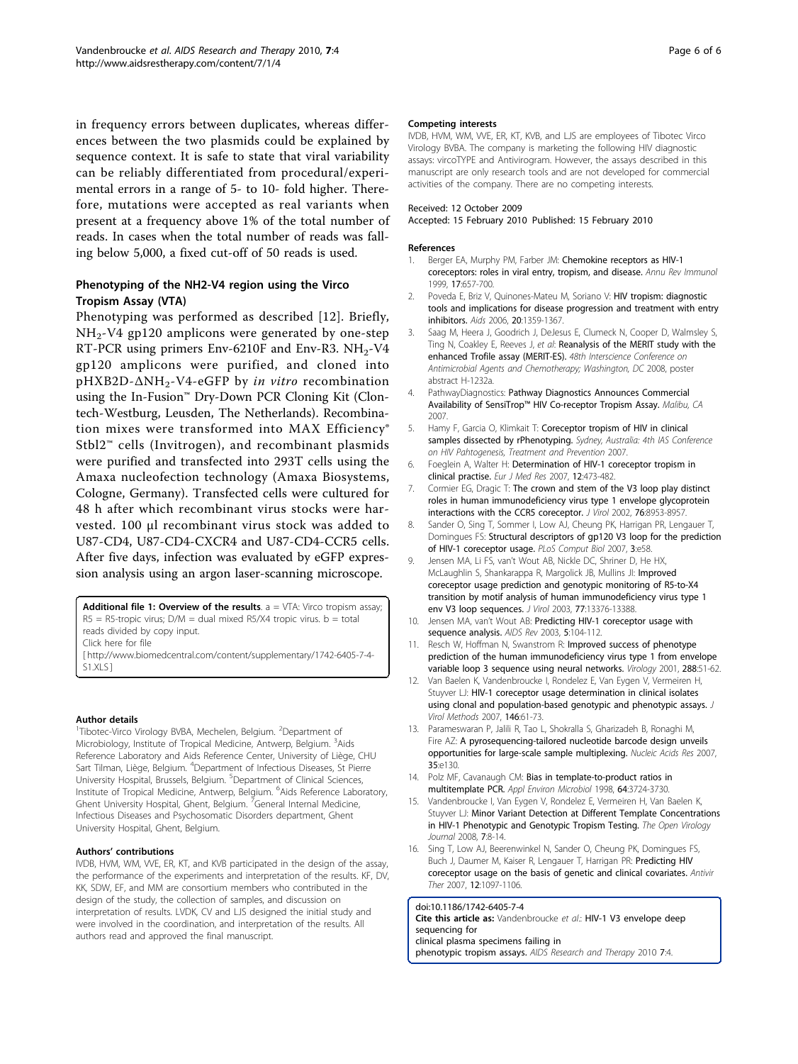in frequency errors between duplicates, whereas differences between the two plasmids could be explained by sequence context. It is safe to state that viral variability can be reliably differentiated from procedural/experimental errors in a range of 5- to 10- fold higher. Therefore, mutations were accepted as real variants when present at a frequency above 1% of the total number of reads. In cases when the total number of reads was falling below 5,000, a fixed cut-off of 50 reads is used.

## Phenotyping of the NH2-V4 region using the Virco Tropism Assay (VTA)

Phenotyping was performed as described [12]. Briefly, $NH_2$-V4 gp120 amplicons were generated by one-step RT-PCR using primers Env-6210F and Env-R3. $NH_2$-V4 gp120 amplicons were purified, and cloned into pHXB2D-Δ$NH_2$-V4-eGFP by *in vitro* recombination using the In-Fusion™ Dry-Down PCR Cloning Kit (Clontech-Westburg, Leusden, The Netherlands). Recombination mixes were transformed into MAX Efficiency® Stbl2™ cells (Invitrogen), and recombinant plasmids were purified and transfected into 293T cells using the Amaxa nucleofection technology (Amaxa Biosystems, Cologne, Germany). Transfected cells were cultured for 48 h after which recombinant virus stocks were harvested. 100 µl recombinant virus stock was added to U87-CD4, U87-CD4-CXCR4 and U87-CD4-CCR5 cells. After five days, infection was evaluated by eGFP expression analysis using an argon laser-scanning microscope.

**Additional file 1: Overview of the results**. a = VTA: Virco tropism assay; R5 = R5-tropic virus; D/M = dual mixed R5/X4 tropic virus. b = total reads divided by copy input.
Click here for file
[ http://www.biomedcentral.com/content/supplementary/1742-6405-7-4-S1.XLS ]

#### Author details

[1]Tibotec-Virco Virology BVBA, Mechelen, Belgium. [2]Department of Microbiology, Institute of Tropical Medicine, Antwerp, Belgium. [3]Aids Reference Laboratory and Aids Reference Center, University of Liège, CHU Sart Tilman, Liège, Belgium. [4]Department of Infectious Diseases, St Pierre University Hospital, Brussels, Belgium. [5]Department of Clinical Sciences, Institute of Tropical Medicine, Antwerp, Belgium. [6]Aids Reference Laboratory, Ghent University Hospital, Ghent, Belgium. [7]General Internal Medicine, Infectious Diseases and Psychosomatic Disorders department, Ghent University Hospital, Ghent, Belgium.

#### Authors' contributions

IVDB, HVM, WM, VVE, ER, KT, and KVB participated in the design of the assay, the performance of the experiments and interpretation of the results. KF, DV, KK, SDW, EF, and MM are consortium members who contributed in the design of the study, the collection of samples, and discussion on interpretation of results. LVDK, CV and LJS designed the initial study and were involved in the coordination, and interpretation of the results. All authors read and approved the final manuscript.

#### Competing interests

IVDB, HVM, WM, VVE, ER, KT, KVB, and LJS are employees of Tibotec Virco Virology BVBA. The company is marketing the following HIV diagnostic assays: vircoTYPE and Antivirogram. However, the assays described in this manuscript are only research tools and are not developed for commercial activities of the company. There are no competing interests.

Received: 12 October 2009
Accepted: 15 February 2010 Published: 15 February 2010

#### References

1. Berger EA, Murphy PM, Farber JM: **Chemokine receptors as HIV-1 coreceptors: roles in viral entry, tropism, and disease.** *Annu Rev Immunol* 1999, **17**:657-700.
2. Poveda E, Briz V, Quinones-Mateu M, Soriano V: **HIV tropism: diagnostic tools and implications for disease progression and treatment with entry inhibitors.** *Aids* 2006, **20**:1359-1367.
3. Saag M, Heera J, Goodrich J, DeJesus E, Clumeck N, Cooper D, Walmsley S, Ting N, Coakley E, Reeves J, *et al*: **Reanalysis of the MERIT study with the enhanced Trofile assay (MERIT-ES).** *48th Interscience Conference on Antimicrobial Agents and Chemotherapy; Washington, DC* 2008, poster abstract H-1232a.
4. PathwayDiagnostics: **Pathway Diagnostics Announces Commercial Availability of SensiTrop™ HIV Co-receptor Tropism Assay.** *Malibu, CA* 2007.
5. Hamy F, Garcia O, Klimkait T: **Coreceptor tropism of HIV in clinical samples dissected by rPhenotyping.** *Sydney, Australia: 4th IAS Conference on HIV Pahtogenesis, Treatment and Prevention* 2007.
6. Foeglein A, Walter H: **Determination of HIV-1 coreceptor tropism in clinical practise.** *Eur J Med Res* 2007, **12**:473-482.
7. Cormier EG, Dragic T: **The crown and stem of the V3 loop play distinct roles in human immunodeficiency virus type 1 envelope glycoprotein interactions with the CCR5 coreceptor.** *J Virol* 2002, **76**:8953-8957.
8. Sander O, Sing T, Sommer I, Low AJ, Cheung PK, Harrigan PR, Lengauer T, Domingues FS: **Structural descriptors of gp120 V3 loop for the prediction of HIV-1 coreceptor usage.** *PLoS Comput Biol* 2007, **3**:e58.
9. Jensen MA, Li FS, van't Wout AB, Nickle DC, Shriner D, He HX, McLaughlin S, Shankarappa R, Margolick JB, Mullins JI: **Improved coreceptor usage prediction and genotypic monitoring of R5-to-X4 transition by motif analysis of human immunodeficiency virus type 1 env V3 loop sequences.** *J Virol* 2003, **77**:13376-13388.
10. Jensen MA, van't Wout AB: **Predicting HIV-1 coreceptor usage with sequence analysis.** *AIDS Rev* 2003, **5**:104-112.
11. Resch W, Hoffman N, Swanstrom R: **Improved success of phenotype prediction of the human immunodeficiency virus type 1 from envelope variable loop 3 sequence using neural networks.** *Virology* 2001, **288**:51-62.
12. Van Baelen K, Vandenbroucke I, Rondelez E, Van Eygen V, Vermeiren H, Stuyver LJ: **HIV-1 coreceptor usage determination in clinical isolates using clonal and population-based genotypic and phenotypic assays.** *J Virol Methods* 2007, **146**:61-73.
13. Parameswaran P, Jalili R, Tao L, Shokralla S, Gharizadeh B, Ronaghi M, Fire AZ: **A pyrosequencing-tailored nucleotide barcode design unveils opportunities for large-scale sample multiplexing.** *Nucleic Acids Res* 2007, **35**:e130.
14. Polz MF, Cavanaugh CM: **Bias in template-to-product ratios in multitemplate PCR.** *Appl Environ Microbiol* 1998, **64**:3724-3730.
15. Vandenbroucke I, Van Eygen V, Rondelez E, Vermeiren H, Van Baelen K, Stuyver LJ: **Minor Variant Detection at Different Template Concentrations in HIV-1 Phenotypic and Genotypic Tropism Testing.** *The Open Virology Journal* 2008, **7**:8-14.
16. Sing T, Low AJ, Beerenwinkel N, Sander O, Cheung PK, Domingues FS, Buch J, Daumer M, Kaiser R, Lengauer T, Harrigan PR: **Predicting HIV coreceptor usage on the basis of genetic and clinical covariates.** *Antivir Ther* 2007, **12**:1097-1106.

doi:10.1186/1742-6405-7-4
**Cite this article as:** Vandenbroucke *et al.*: HIV-1 V3 envelope deep sequencing for clinical plasma specimens failing in phenotypic tropism assays. *AIDS Research and Therapy* 2010 **7**:4.